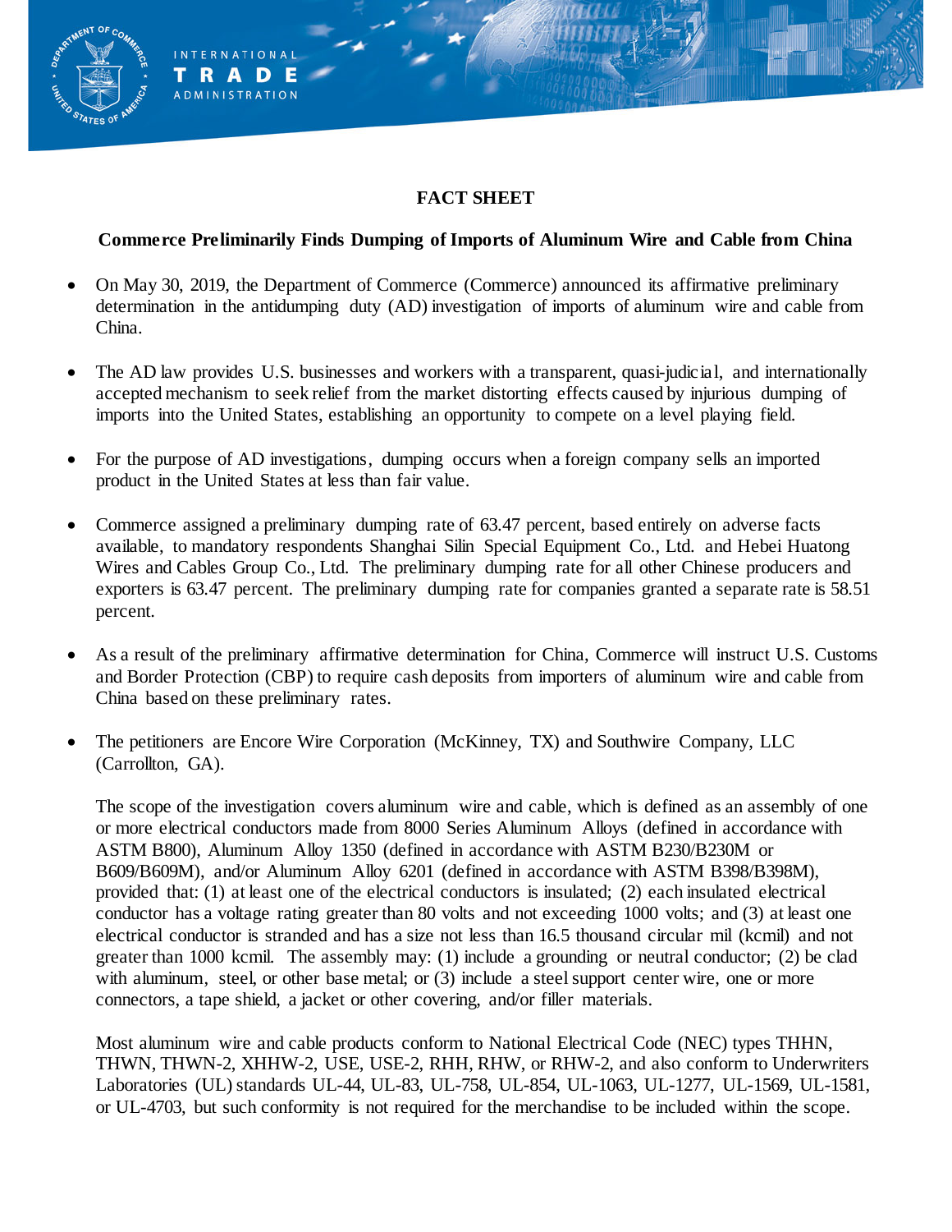# FACT SHEET

## Commerce Preliminarily Finds Dumping of Imports of Aluminum Wire and Cable from China

- On May 30, 2019, the Department of Commerce (Commerce) announced its affirmative preliminary determination in the antidumping duty (AD) investigation of imports of aluminum wire and cable from China.

- The AD law provides U.S. businesses and workers with a transparent, quasi-judicial, and internationally accepted mechanism to seek relief from the market distorting effects caused by injurious dumping of imports into the United States, establishing an opportunity to compete on a level playing field.

- For the purpose of AD investigations, dumping occurs when a foreign company sells an imported product in the United States at less than fair value.

- Commerce assigned a preliminary dumping rate of 63.47 percent, based entirely on adverse facts available, to mandatory respondents Shanghai Silin Special Equipment Co., Ltd. and Hebei Huatong Wires and Cables Group Co., Ltd. The preliminary dumping rate for all other Chinese producers and exporters is 63.47 percent. The preliminary dumping rate for companies granted a separate rate is 58.51 percent.

- As a result of the preliminary affirmative determination for China, Commerce will instruct U.S. Customs and Border Protection (CBP) to require cash deposits from importers of aluminum wire and cable from China based on these preliminary rates.

- The petitioners are Encore Wire Corporation (McKinney, TX) and Southwire Company, LLC (Carrollton, GA).

  The scope of the investigation covers aluminum wire and cable, which is defined as an assembly of one or more electrical conductors made from 8000 Series Aluminum Alloys (defined in accordance with ASTM B800), Aluminum Alloy 1350 (defined in accordance with ASTM B230/B230M or B609/B609M), and/or Aluminum Alloy 6201 (defined in accordance with ASTM B398/B398M), provided that: (1) at least one of the electrical conductors is insulated; (2) each insulated electrical conductor has a voltage rating greater than 80 volts and not exceeding 1000 volts; and (3) at least one electrical conductor is stranded and has a size not less than 16.5 thousand circular mil (kcmil) and not greater than 1000 kcmil. The assembly may: (1) include a grounding or neutral conductor; (2) be clad with aluminum, steel, or other base metal; or (3) include a steel support center wire, one or more connectors, a tape shield, a jacket or other covering, and/or filler materials.

  Most aluminum wire and cable products conform to National Electrical Code (NEC) types THHN, THWN, THWN-2, XHHW-2, USE, USE-2, RHH, RHW, or RHW-2, and also conform to Underwriters Laboratories (UL) standards UL-44, UL-83, UL-758, UL-854, UL-1063, UL-1277, UL-1569, UL-1581, or UL-4703, but such conformity is not required for the merchandise to be included within the scope.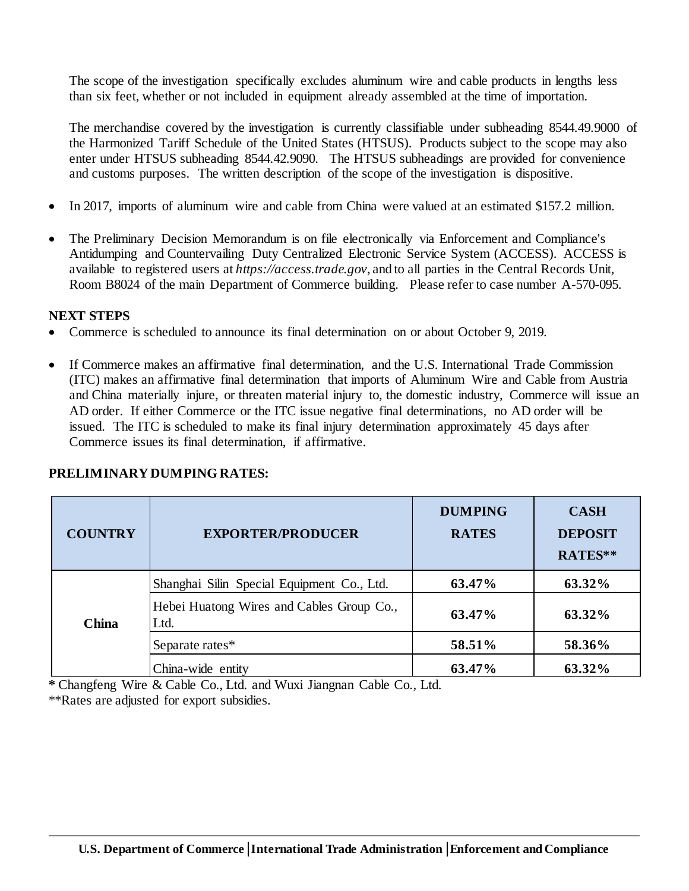The scope of the investigation specifically excludes aluminum wire and cable products in lengths less than six feet, whether or not included in equipment already assembled at the time of importation.

The merchandise covered by the investigation is currently classifiable under subheading 8544.49.9000 of the Harmonized Tariff Schedule of the United States (HTSUS). Products subject to the scope may also enter under HTSUS subheading 8544.42.9090. The HTSUS subheadings are provided for convenience and customs purposes. The written description of the scope of the investigation is dispositive.

- In 2017, imports of aluminum wire and cable from China were valued at an estimated $157.2 million.
- The Preliminary Decision Memorandum is on file electronically via Enforcement and Compliance's Antidumping and Countervailing Duty Centralized Electronic Service System (ACCESS). ACCESS is available to registered users at *https://access.trade.gov*, and to all parties in the Central Records Unit, Room B8024 of the main Department of Commerce building. Please refer to case number A-570-095.

**NEXT STEPS**

- Commerce is scheduled to announce its final determination on or about October 9, 2019.
- If Commerce makes an affirmative final determination, and the U.S. International Trade Commission (ITC) makes an affirmative final determination that imports of Aluminum Wire and Cable from Austria and China materially injure, or threaten material injury to, the domestic industry, Commerce will issue an AD order. If either Commerce or the ITC issue negative final determinations, no AD order will be issued. The ITC is scheduled to make its final injury determination approximately 45 days after Commerce issues its final determination, if affirmative.

**PRELIMINARY DUMPING RATES:**

| COUNTRY | EXPORTER/PRODUCER | DUMPING RATES | CASH DEPOSIT RATES** |
|---|---|---|---|
| China | Shanghai Silin Special Equipment Co., Ltd. | **63.47%** | **63.32%** |
| | Hebei Huatong Wires and Cables Group Co., Ltd. | **63.47%** | **63.32%** |
| | Separate rates* | **58.51%** | **58.36%** |
| | China-wide entity | **63.47%** | **63.32%** |

**\*** Changfeng Wire & Cable Co., Ltd. and Wuxi Jiangnan Cable Co., Ltd.

**Rates are adjusted for export subsidies.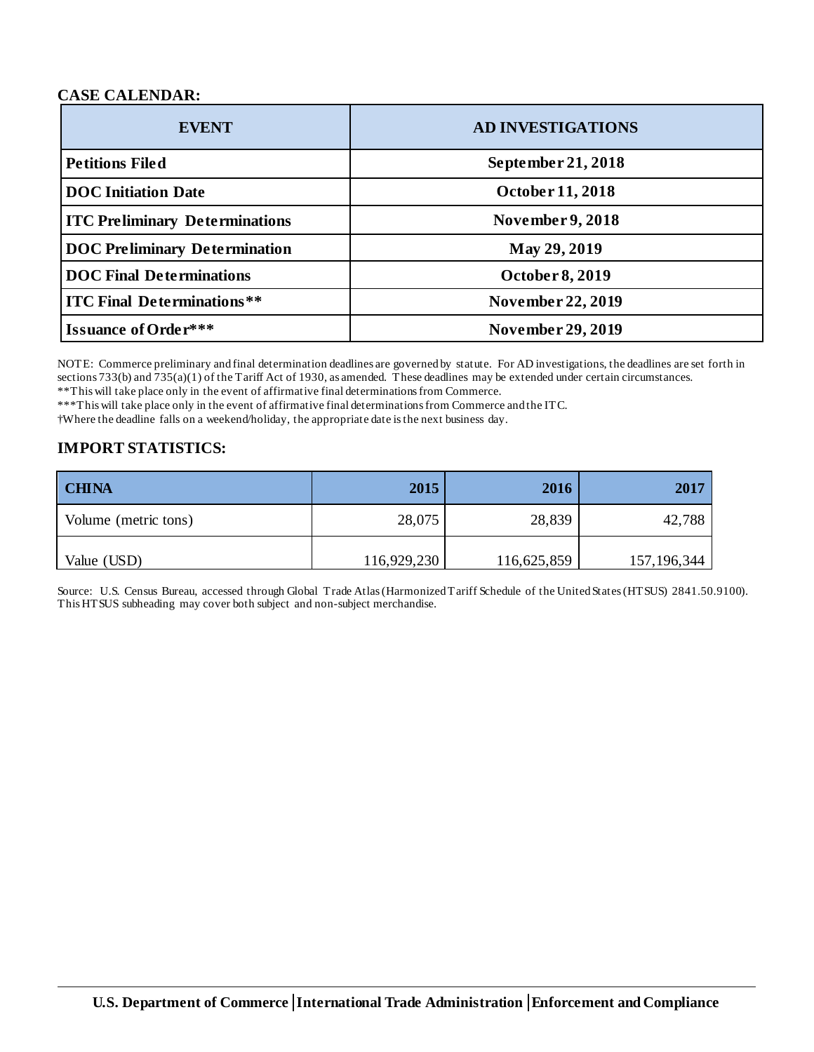## CASE CALENDAR:

| EVENT | AD INVESTIGATIONS |
|---|---|
| **Petitions Filed** | **September 21, 2018** |
| **DOC Initiation Date** | **October 11, 2018** |
| **ITC Preliminary Determinations** | **November 9, 2018** |
| **DOC Preliminary Determination** | **May 29, 2019** |
| **DOC Final Determinations** | **October 8, 2019** |
| **ITC Final Determinations**** | **November 22, 2019** |
| **Issuance of Order***** | **November 29, 2019** |

NOTE: Commerce preliminary and final determination deadlines are governed by statute. For AD investigations, the deadlines are set forth in sections 733(b) and 735(a)(1) of the Tariff Act of 1930, as amended. These deadlines may be extended under certain circumstances.
**This will take place only in the event of affirmative final determinations from Commerce.
***This will take place only in the event of affirmative final determinations from Commerce and the ITC.
†Where the deadline falls on a weekend/holiday, the appropriate date is the next business day.

## IMPORT STATISTICS:

| CHINA | 2015 | 2016 | 2017 |
|---|---|---|---|
| Volume (metric tons) | 28,075 | 28,839 | 42,788 |
| Value (USD) | 116,929,230 | 116,625,859 | 157,196,344 |

Source: U.S. Census Bureau, accessed through Global Trade Atlas (Harmonized Tariff Schedule of the United States (HTSUS) 2841.50.9100). This HTSUS subheading may cover both subject and non-subject merchandise.